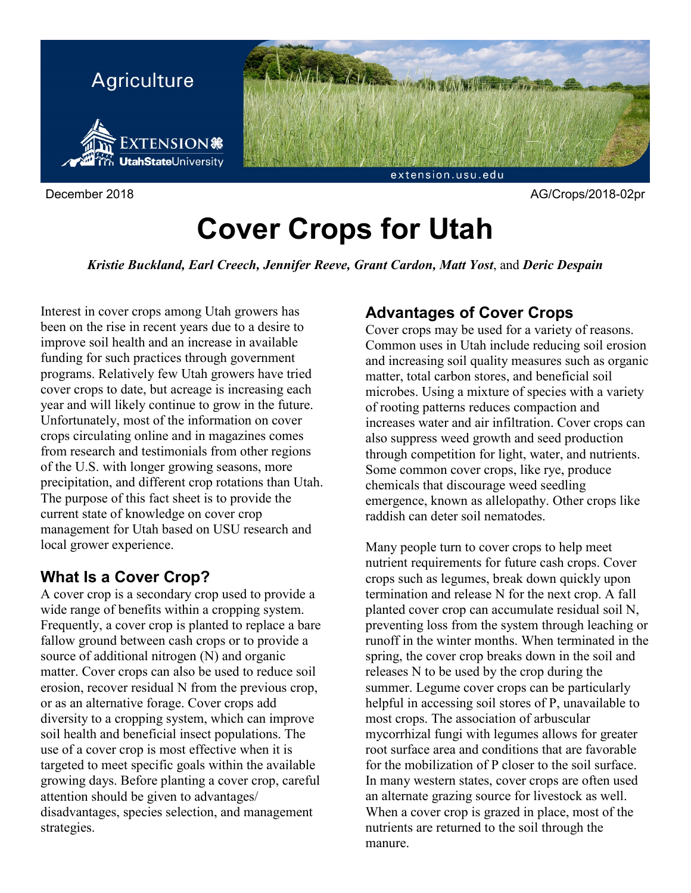Agriculture

December 2018 AG/Crops/2018-02pr

# Cover Crops for Utah

***Kristie Buckland, Earl Creech, Jennifer Reeve, Grant Cardon, Matt Yost***, and ***Deric Despain***

Interest in cover crops among Utah growers has been on the rise in recent years due to a desire to improve soil health and an increase in available funding for such practices through government programs. Relatively few Utah growers have tried cover crops to date, but acreage is increasing each year and will likely continue to grow in the future. Unfortunately, most of the information on cover crops circulating online and in magazines comes from research and testimonials from other regions of the U.S. with longer growing seasons, more precipitation, and different crop rotations than Utah. The purpose of this fact sheet is to provide the current state of knowledge on cover crop management for Utah based on USU research and local grower experience.

## What Is a Cover Crop?

A cover crop is a secondary crop used to provide a wide range of benefits within a cropping system. Frequently, a cover crop is planted to replace a bare fallow ground between cash crops or to provide a source of additional nitrogen (N) and organic matter. Cover crops can also be used to reduce soil erosion, recover residual N from the previous crop, or as an alternative forage. Cover crops add diversity to a cropping system, which can improve soil health and beneficial insect populations. The use of a cover crop is most effective when it is targeted to meet specific goals within the available growing days. Before planting a cover crop, careful attention should be given to advantages/ disadvantages, species selection, and management strategies.

## Advantages of Cover Crops

Cover crops may be used for a variety of reasons. Common uses in Utah include reducing soil erosion and increasing soil quality measures such as organic matter, total carbon stores, and beneficial soil microbes. Using a mixture of species with a variety of rooting patterns reduces compaction and increases water and air infiltration. Cover crops can also suppress weed growth and seed production through competition for light, water, and nutrients. Some common cover crops, like rye, produce chemicals that discourage weed seedling emergence, known as allelopathy. Other crops like raddish can deter soil nematodes.

Many people turn to cover crops to help meet nutrient requirements for future cash crops. Cover crops such as legumes, break down quickly upon termination and release N for the next crop. A fall planted cover crop can accumulate residual soil N, preventing loss from the system through leaching or runoff in the winter months. When terminated in the spring, the cover crop breaks down in the soil and releases N to be used by the crop during the summer. Legume cover crops can be particularly helpful in accessing soil stores of P, unavailable to most crops. The association of arbuscular mycorrhizal fungi with legumes allows for greater root surface area and conditions that are favorable for the mobilization of P closer to the soil surface. In many western states, cover crops are often used an alternate grazing source for livestock as well. When a cover crop is grazed in place, most of the nutrients are returned to the soil through the manure.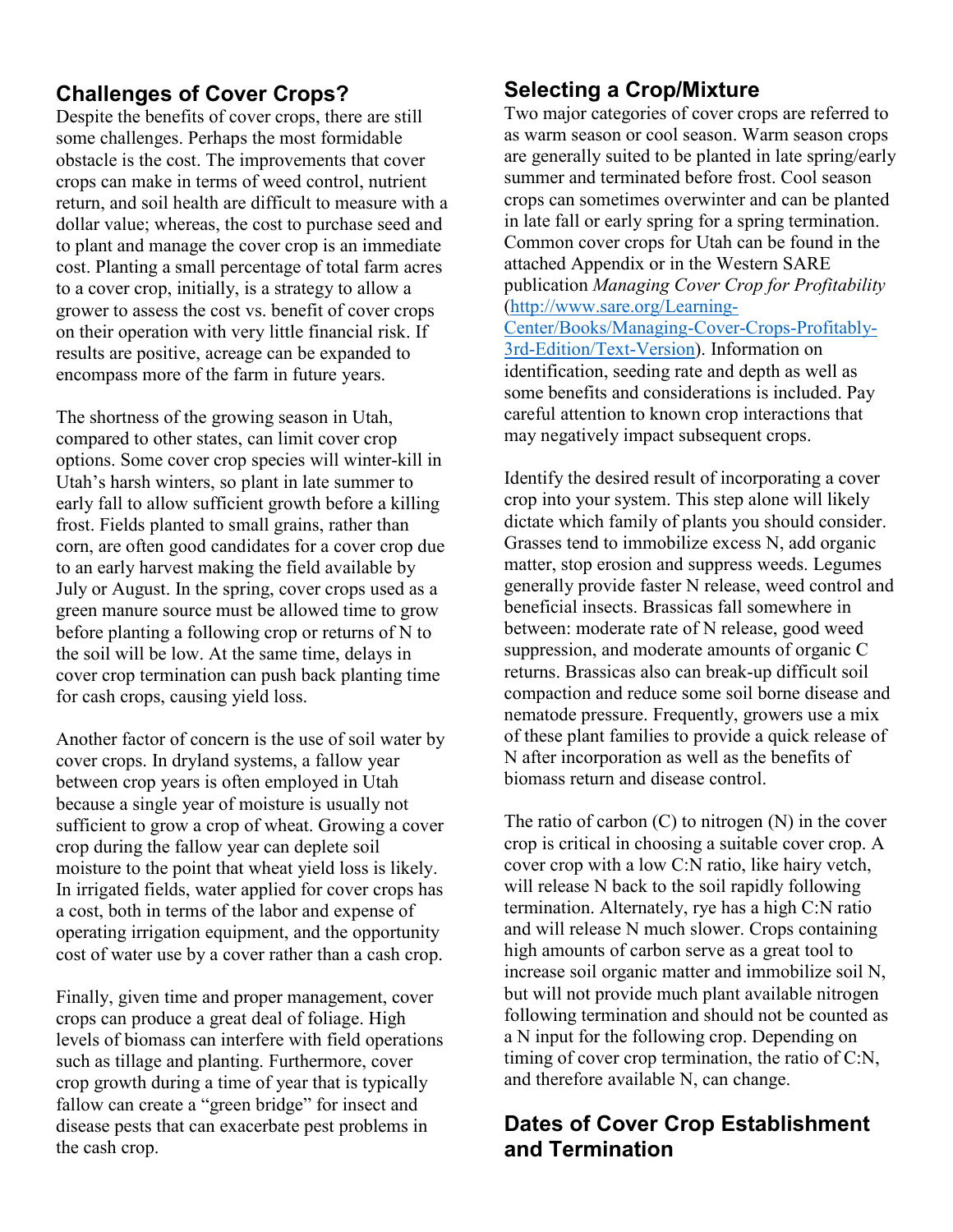## Challenges of Cover Crops?

Despite the benefits of cover crops, there are still some challenges. Perhaps the most formidable obstacle is the cost. The improvements that cover crops can make in terms of weed control, nutrient return, and soil health are difficult to measure with a dollar value; whereas, the cost to purchase seed and to plant and manage the cover crop is an immediate cost. Planting a small percentage of total farm acres to a cover crop, initially, is a strategy to allow a grower to assess the cost vs. benefit of cover crops on their operation with very little financial risk. If results are positive, acreage can be expanded to encompass more of the farm in future years.

The shortness of the growing season in Utah, compared to other states, can limit cover crop options. Some cover crop species will winter-kill in Utah's harsh winters, so plant in late summer to early fall to allow sufficient growth before a killing frost. Fields planted to small grains, rather than corn, are often good candidates for a cover crop due to an early harvest making the field available by July or August. In the spring, cover crops used as a green manure source must be allowed time to grow before planting a following crop or returns of N to the soil will be low. At the same time, delays in cover crop termination can push back planting time for cash crops, causing yield loss.

Another factor of concern is the use of soil water by cover crops. In dryland systems, a fallow year between crop years is often employed in Utah because a single year of moisture is usually not sufficient to grow a crop of wheat. Growing a cover crop during the fallow year can deplete soil moisture to the point that wheat yield loss is likely. In irrigated fields, water applied for cover crops has a cost, both in terms of the labor and expense of operating irrigation equipment, and the opportunity cost of water use by a cover rather than a cash crop.

Finally, given time and proper management, cover crops can produce a great deal of foliage. High levels of biomass can interfere with field operations such as tillage and planting. Furthermore, cover crop growth during a time of year that is typically fallow can create a "green bridge" for insect and disease pests that can exacerbate pest problems in the cash crop.

## Selecting a Crop/Mixture

Two major categories of cover crops are referred to as warm season or cool season. Warm season crops are generally suited to be planted in late spring/early summer and terminated before frost. Cool season crops can sometimes overwinter and can be planted in late fall or early spring for a spring termination. Common cover crops for Utah can be found in the attached Appendix or in the Western SARE publication *Managing Cover Crop for Profitability* (http://www.sare.org/Learning-Center/Books/Managing-Cover-Crops-Profitably-3rd-Edition/Text-Version). Information on identification, seeding rate and depth as well as some benefits and considerations is included. Pay careful attention to known crop interactions that may negatively impact subsequent crops.

Identify the desired result of incorporating a cover crop into your system. This step alone will likely dictate which family of plants you should consider. Grasses tend to immobilize excess N, add organic matter, stop erosion and suppress weeds. Legumes generally provide faster N release, weed control and beneficial insects. Brassicas fall somewhere in between: moderate rate of N release, good weed suppression, and moderate amounts of organic C returns. Brassicas also can break-up difficult soil compaction and reduce some soil borne disease and nematode pressure. Frequently, growers use a mix of these plant families to provide a quick release of N after incorporation as well as the benefits of biomass return and disease control.

The ratio of carbon (C) to nitrogen (N) in the cover crop is critical in choosing a suitable cover crop. A cover crop with a low C:N ratio, like hairy vetch, will release N back to the soil rapidly following termination. Alternately, rye has a high C:N ratio and will release N much slower. Crops containing high amounts of carbon serve as a great tool to increase soil organic matter and immobilize soil N, but will not provide much plant available nitrogen following termination and should not be counted as a N input for the following crop. Depending on timing of cover crop termination, the ratio of C:N, and therefore available N, can change.

## Dates of Cover Crop Establishment and Termination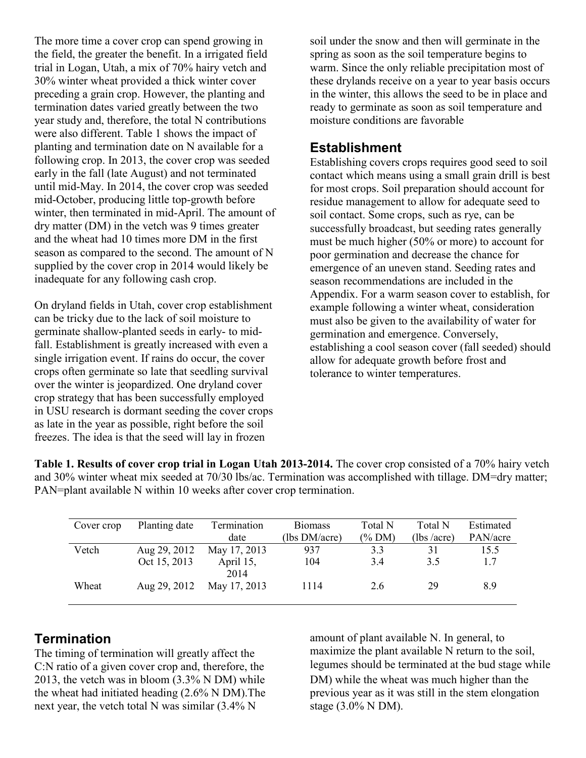The more time a cover crop can spend growing in the field, the greater the benefit. In a irrigated field trial in Logan, Utah, a mix of 70% hairy vetch and 30% winter wheat provided a thick winter cover preceding a grain crop. However, the planting and termination dates varied greatly between the two year study and, therefore, the total N contributions were also different. Table 1 shows the impact of planting and termination date on N available for a following crop. In 2013, the cover crop was seeded early in the fall (late August) and not terminated until mid-May. In 2014, the cover crop was seeded mid-October, producing little top-growth before winter, then terminated in mid-April. The amount of dry matter (DM) in the vetch was 9 times greater and the wheat had 10 times more DM in the first season as compared to the second. The amount of N supplied by the cover crop in 2014 would likely be inadequate for any following cash crop.

On dryland fields in Utah, cover crop establishment can be tricky due to the lack of soil moisture to germinate shallow-planted seeds in early- to mid-fall. Establishment is greatly increased with even a single irrigation event. If rains do occur, the cover crops often germinate so late that seedling survival over the winter is jeopardized. One dryland cover crop strategy that has been successfully employed in USU research is dormant seeding the cover crops as late in the year as possible, right before the soil freezes. The idea is that the seed will lay in frozen soil under the snow and then will germinate in the spring as soon as the soil temperature begins to warm. Since the only reliable precipitation most of these drylands receive on a year to year basis occurs in the winter, this allows the seed to be in place and ready to germinate as soon as soil temperature and moisture conditions are favorable

## Establishment

Establishing covers crops requires good seed to soil contact which means using a small grain drill is best for most crops. Soil preparation should account for residue management to allow for adequate seed to soil contact. Some crops, such as rye, can be successfully broadcast, but seeding rates generally must be much higher (50% or more) to account for poor germination and decrease the chance for emergence of an uneven stand. Seeding rates and season recommendations are included in the Appendix. For a warm season cover to establish, for example following a winter wheat, consideration must also be given to the availability of water for germination and emergence. Conversely, establishing a cool season cover (fall seeded) should allow for adequate growth before frost and tolerance to winter temperatures.

**Table 1. Results of cover crop trial in Logan Utah 2013-2014.** The cover crop consisted of a 70% hairy vetch and 30% winter wheat mix seeded at 70/30 lbs/ac. Termination was accomplished with tillage. DM=dry matter; PAN=plant available N within 10 weeks after cover crop termination.

| Cover crop | Planting date | Termination date | Biomass (lbs DM/acre) | Total N (% DM) | Total N (lbs /acre) | Estimated PAN/acre |
|---|---|---|---|---|---|---|
| Vetch | Aug 29, 2012 | May 17, 2013 | 937 | 3.3 | 31 | 15.5 |
| | Oct 15, 2013 | April 15, 2014 | 104 | 3.4 | 3.5 | 1.7 |
| Wheat | Aug 29, 2012 | May 17, 2013 | 1114 | 2.6 | 29 | 8.9 |

## Termination

The timing of termination will greatly affect the C:N ratio of a given cover crop and, therefore, the amount of plant available N. In general, to maximize the plant available N return to the soil, legumes should be terminated at the bud stage while 2013, the vetch was in bloom (3.3% N DM) while the wheat had initiated heading (2.6% N DM).The next year, the vetch total N was similar (3.4% N DM) while the wheat was much higher than the previous year as it was still in the stem elongation stage (3.0% N DM).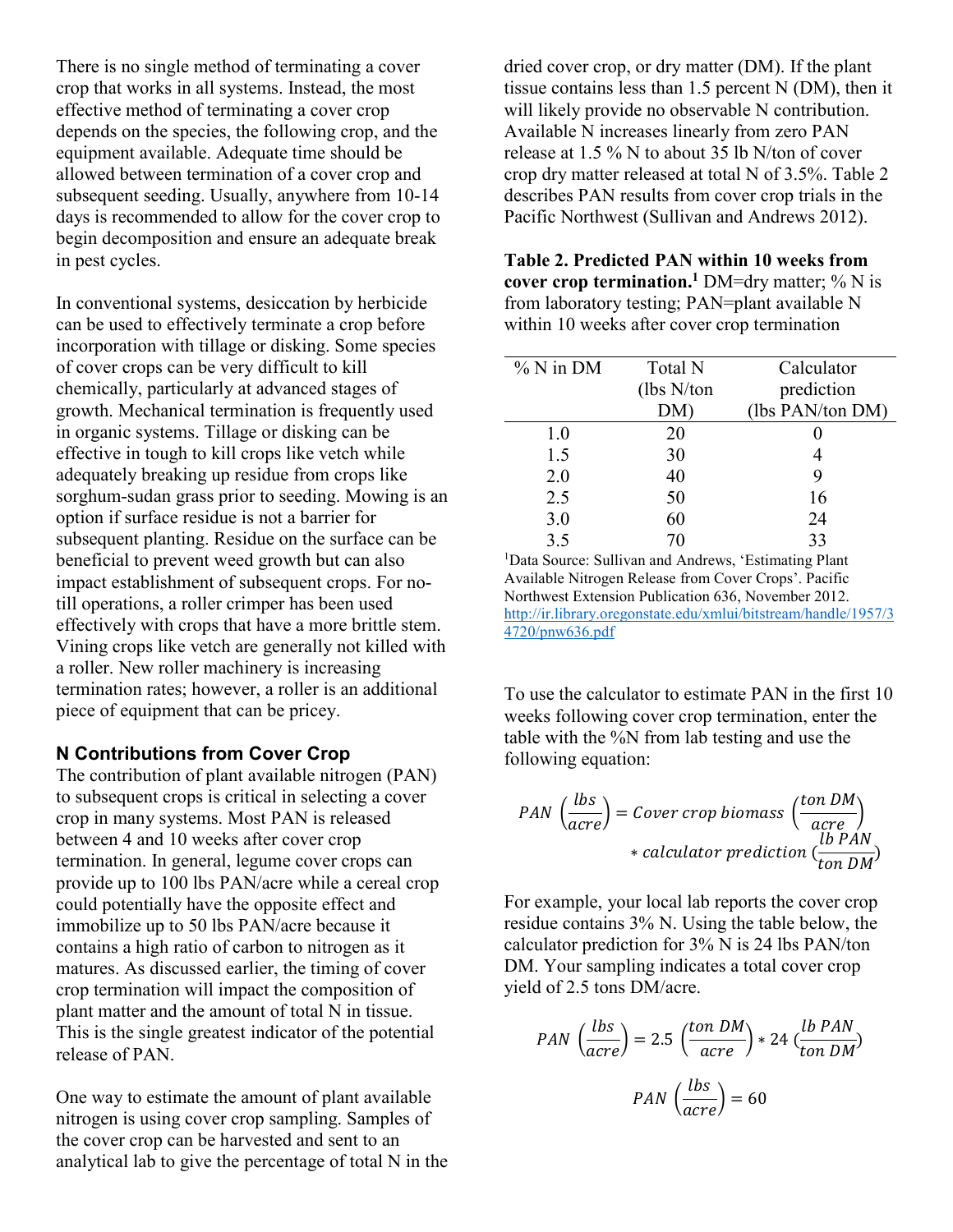There is no single method of terminating a cover crop that works in all systems. Instead, the most effective method of terminating a cover crop depends on the species, the following crop, and the equipment available. Adequate time should be allowed between termination of a cover crop and subsequent seeding. Usually, anywhere from 10-14 days is recommended to allow for the cover crop to begin decomposition and ensure an adequate break in pest cycles.

In conventional systems, desiccation by herbicide can be used to effectively terminate a crop before incorporation with tillage or disking. Some species of cover crops can be very difficult to kill chemically, particularly at advanced stages of growth. Mechanical termination is frequently used in organic systems. Tillage or disking can be effective in tough to kill crops like vetch while adequately breaking up residue from crops like sorghum-sudan grass prior to seeding. Mowing is an option if surface residue is not a barrier for subsequent planting. Residue on the surface can be beneficial to prevent weed growth but can also impact establishment of subsequent crops. For no-till operations, a roller crimper has been used effectively with crops that have a more brittle stem. Vining crops like vetch are generally not killed with a roller. New roller machinery is increasing termination rates; however, a roller is an additional piece of equipment that can be pricey.

## N Contributions from Cover Crop

The contribution of plant available nitrogen (PAN) to subsequent crops is critical in selecting a cover crop in many systems. Most PAN is released between 4 and 10 weeks after cover crop termination. In general, legume cover crops can provide up to 100 lbs PAN/acre while a cereal crop could potentially have the opposite effect and immobilize up to 50 lbs PAN/acre because it contains a high ratio of carbon to nitrogen as it matures. As discussed earlier, the timing of cover crop termination will impact the composition of plant matter and the amount of total N in tissue. This is the single greatest indicator of the potential release of PAN.

One way to estimate the amount of plant available nitrogen is using cover crop sampling. Samples of the cover crop can be harvested and sent to an analytical lab to give the percentage of total N in the dried cover crop, or dry matter (DM). If the plant tissue contains less than 1.5 percent N (DM), then it will likely provide no observable N contribution. Available N increases linearly from zero PAN release at 1.5 % N to about 35 lb N/ton of cover crop dry matter released at total N of 3.5%. Table 2 describes PAN results from cover crop trials in the Pacific Northwest (Sullivan and Andrews 2012).

**Table 2. Predicted PAN within 10 weeks from cover crop termination.**[1] DM=dry matter; % N is from laboratory testing; PAN=plant available N within 10 weeks after cover crop termination

| % N in DM | Total N (lbs N/ton DM) | Calculator prediction (lbs PAN/ton DM) |
|---|---|---|
| 1.0 | 20 | 0 |
| 1.5 | 30 | 4 |
| 2.0 | 40 | 9 |
| 2.5 | 50 | 16 |
| 3.0 | 60 | 24 |
| 3.5 | 70 | 33 |

[1]Data Source: Sullivan and Andrews, 'Estimating Plant Available Nitrogen Release from Cover Crops'. Pacific Northwest Extension Publication 636, November 2012. http://ir.library.oregonstate.edu/xmlui/bitstream/handle/1957/34720/pnw636.pdf

To use the calculator to estimate PAN in the first 10 weeks following cover crop termination, enter the table with the %N from lab testing and use the following equation:

$$PAN\ \left(\frac{lbs}{acre}\right) = Cover\ crop\ biomass\ \left(\frac{ton\ DM}{acre}\right) * calculator\ prediction\ \left(\frac{lb\ PAN}{ton\ DM}\right)$$

For example, your local lab reports the cover crop residue contains 3% N. Using the table below, the calculator prediction for 3% N is 24 lbs PAN/ton DM. Your sampling indicates a total cover crop yield of 2.5 tons DM/acre.

$$PAN\ \left(\frac{lbs}{acre}\right) = 2.5\ \left(\frac{ton\ DM}{acre}\right) * 24\ \left(\frac{lb\ PAN}{ton\ DM}\right)$$

$$PAN\ \left(\frac{lbs}{acre}\right) = 60$$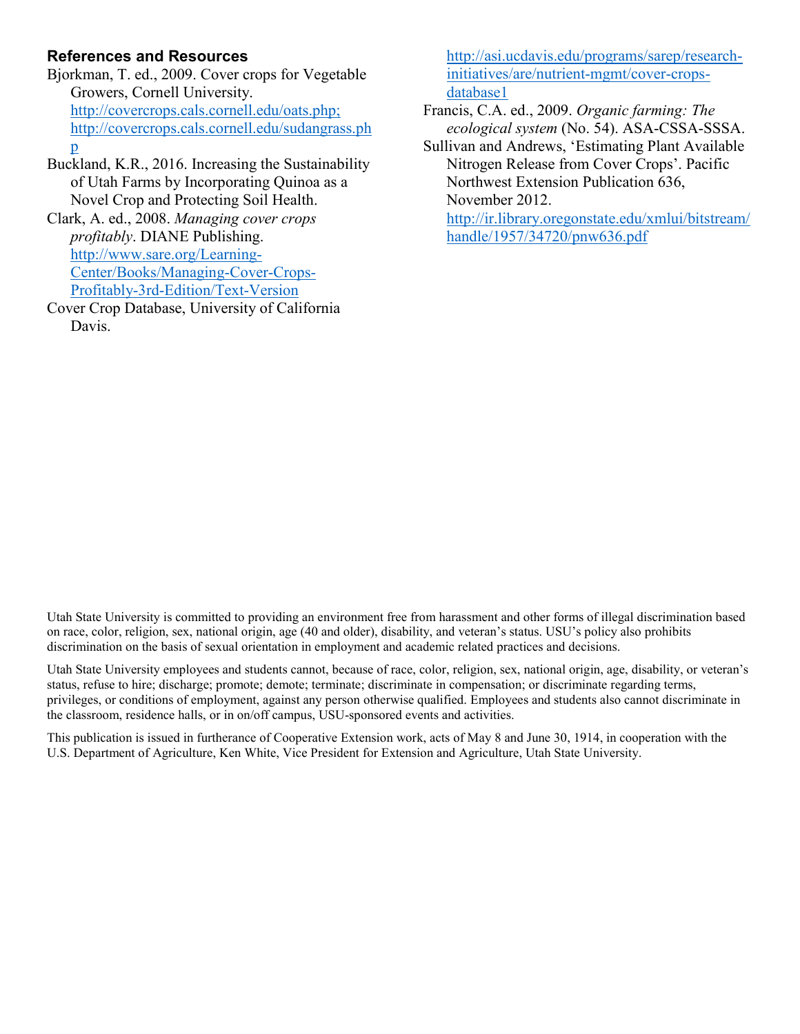### References and Resources

Bjorkman, T. ed., 2009. Cover crops for Vegetable Growers, Cornell University. http://covercrops.cals.cornell.edu/oats.php; http://covercrops.cals.cornell.edu/sudangrass.php

Buckland, K.R., 2016. Increasing the Sustainability of Utah Farms by Incorporating Quinoa as a Novel Crop and Protecting Soil Health.

Clark, A. ed., 2008. *Managing cover crops profitably*. DIANE Publishing. http://www.sare.org/Learning-Center/Books/Managing-Cover-Crops-Profitably-3rd-Edition/Text-Version

Cover Crop Database, University of California Davis. http://asi.ucdavis.edu/programs/sarep/research-initiatives/are/nutrient-mgmt/cover-crops-database1

Francis, C.A. ed., 2009. *Organic farming: The ecological system* (No. 54). ASA-CSSA-SSSA.

Sullivan and Andrews, 'Estimating Plant Available Nitrogen Release from Cover Crops'. Pacific Northwest Extension Publication 636, November 2012. http://ir.library.oregonstate.edu/xmlui/bitstream/handle/1957/34720/pnw636.pdf

Utah State University is committed to providing an environment free from harassment and other forms of illegal discrimination based on race, color, religion, sex, national origin, age (40 and older), disability, and veteran's status. USU's policy also prohibits discrimination on the basis of sexual orientation in employment and academic related practices and decisions.

Utah State University employees and students cannot, because of race, color, religion, sex, national origin, age, disability, or veteran's status, refuse to hire; discharge; promote; demote; terminate; discriminate in compensation; or discriminate regarding terms, privileges, or conditions of employment, against any person otherwise qualified. Employees and students also cannot discriminate in the classroom, residence halls, or in on/off campus, USU-sponsored events and activities.

This publication is issued in furtherance of Cooperative Extension work, acts of May 8 and June 30, 1914, in cooperation with the U.S. Department of Agriculture, Ken White, Vice President for Extension and Agriculture, Utah State University.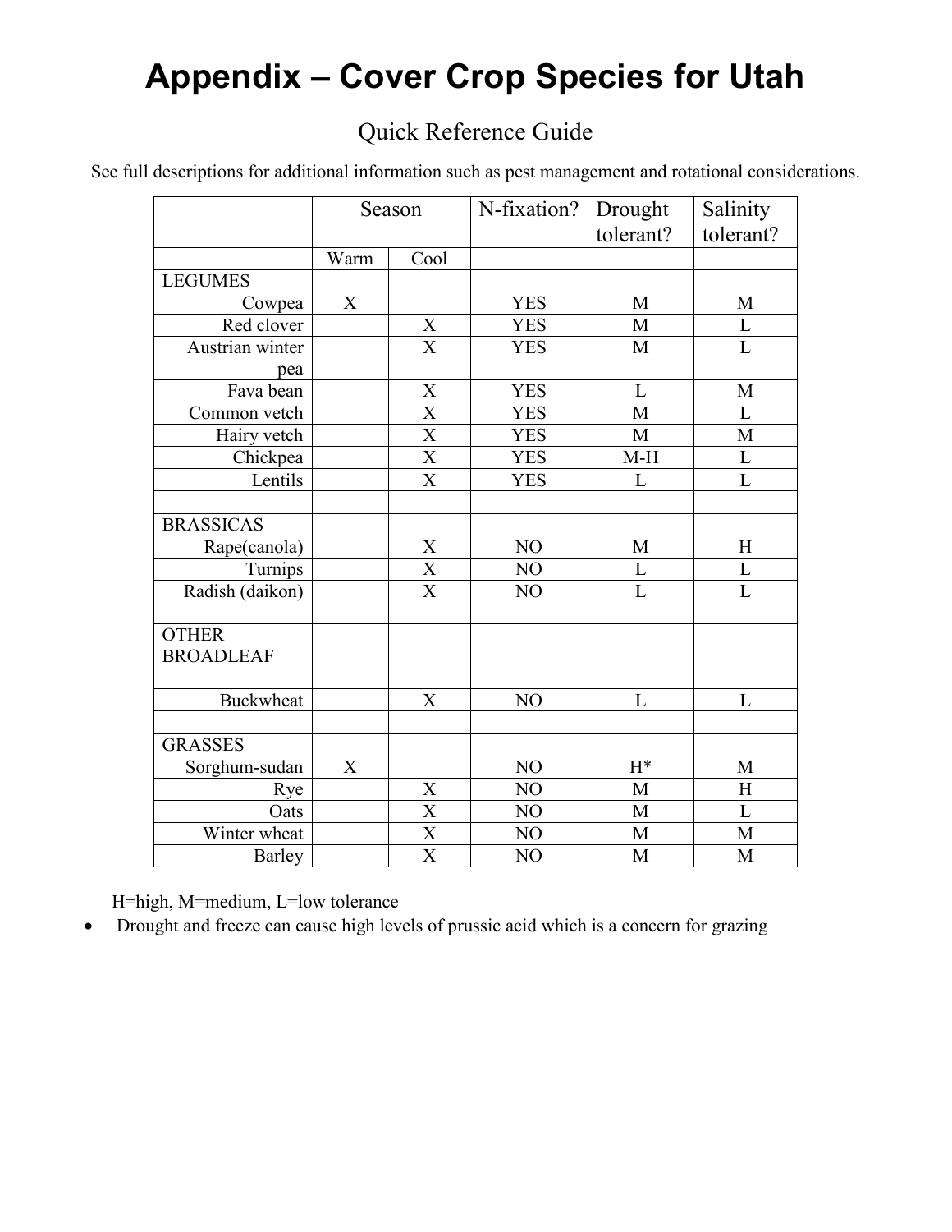# Appendix – Cover Crop Species for Utah

## Quick Reference Guide

See full descriptions for additional information such as pest management and rotational considerations.

| | Season | | N-fixation? | Drought tolerant? | Salinity tolerant? |
|---|---|---|---|---|---|
| | Warm | Cool | | | |
| LEGUMES | | | | | |
| Cowpea | X | | YES | M | M |
| Red clover | | X | YES | M | L |
| Austrian winter pea | | X | YES | M | L |
| Fava bean | | X | YES | L | M |
| Common vetch | | X | YES | M | L |
| Hairy vetch | | X | YES | M | M |
| Chickpea | | X | YES | M-H | L |
| Lentils | | X | YES | L | L |
| | | | | | |
| BRASSICAS | | | | | |
| Rape(canola) | | X | NO | M | H |
| Turnips | | X | NO | L | L |
| Radish (daikon) | | X | NO | L | L |
| OTHER BROADLEAF | | | | | |
| Buckwheat | | X | NO | L | L |
| | | | | | |
| GRASSES | | | | | |
| Sorghum-sudan | X | | NO | H* | M |
| Rye | | X | NO | M | H |
| Oats | | X | NO | M | L |
| Winter wheat | | X | NO | M | M |
| Barley | | X | NO | M | M |

H=high, M=medium, L=low tolerance

- Drought and freeze can cause high levels of prussic acid which is a concern for grazing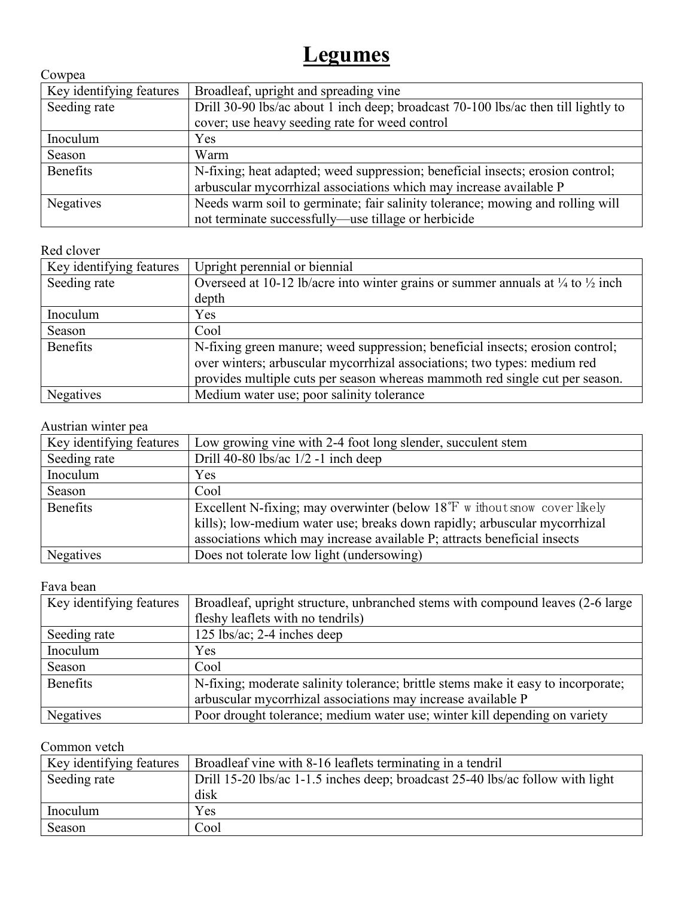# Legumes

Cowpea

| Key identifying features | Broadleaf, upright and spreading vine |
|---|---|
| Seeding rate | Drill 30-90 lbs/ac about 1 inch deep; broadcast 70-100 lbs/ac then till lightly to cover; use heavy seeding rate for weed control |
| Inoculum | Yes |
| Season | Warm |
| Benefits | N-fixing; heat adapted; weed suppression; beneficial insects; erosion control; arbuscular mycorrhizal associations which may increase available P |
| Negatives | Needs warm soil to germinate; fair salinity tolerance; mowing and rolling will not terminate successfully—use tillage or herbicide |

Red clover

| Key identifying features | Upright perennial or biennial |
|---|---|
| Seeding rate | Overseed at 10-12 lb/acre into winter grains or summer annuals at ¼ to ½ inch depth |
| Inoculum | Yes |
| Season | Cool |
| Benefits | N-fixing green manure; weed suppression; beneficial insects; erosion control; over winters; arbuscular mycorrhizal associations; two types: medium red provides multiple cuts per season whereas mammoth red single cut per season. |
| Negatives | Medium water use; poor salinity tolerance |

Austrian winter pea

| Key identifying features | Low growing vine with 2-4 foot long slender, succulent stem |
|---|---|
| Seeding rate | Drill 40-80 lbs/ac 1/2 -1 inch deep |
| Inoculum | Yes |
| Season | Cool |
| Benefits | Excellent N-fixing; may overwinter (below 18°F without snow cover likely kills); low-medium water use; breaks down rapidly; arbuscular mycorrhizal associations which may increase available P; attracts beneficial insects |
| Negatives | Does not tolerate low light (undersowing) |

Fava bean

| Key identifying features | Broadleaf, upright structure, unbranched stems with compound leaves (2-6 large fleshy leaflets with no tendrils) |
|---|---|
| Seeding rate | 125 lbs/ac; 2-4 inches deep |
| Inoculum | Yes |
| Season | Cool |
| Benefits | N-fixing; moderate salinity tolerance; brittle stems make it easy to incorporate; arbuscular mycorrhizal associations may increase available P |
| Negatives | Poor drought tolerance; medium water use; winter kill depending on variety |

Common vetch

| Key identifying features | Broadleaf vine with 8-16 leaflets terminating in a tendril |
|---|---|
| Seeding rate | Drill 15-20 lbs/ac 1-1.5 inches deep; broadcast 25-40 lbs/ac follow with light disk |
| Inoculum | Yes |
| Season | Cool |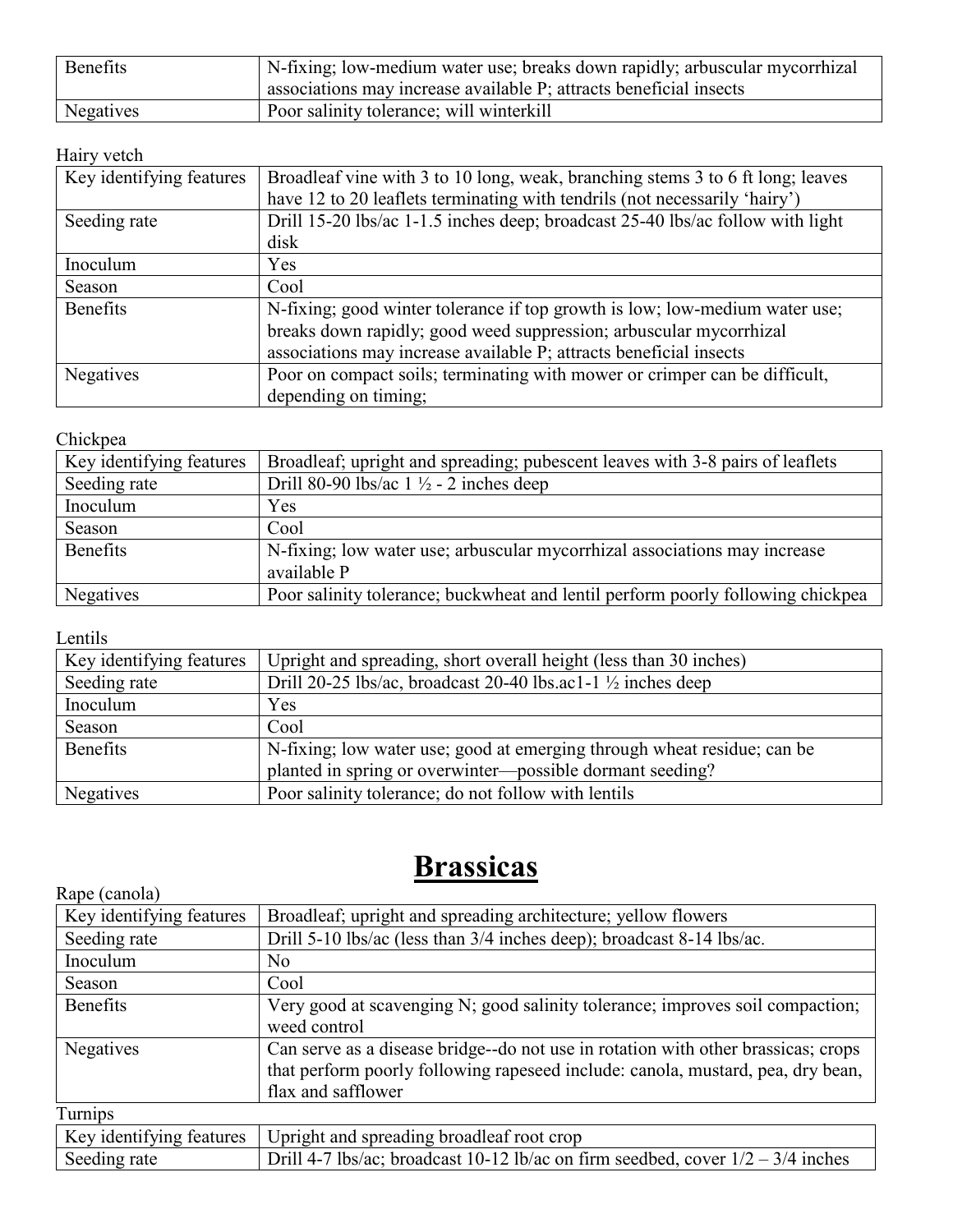| | |
|---|---|
| Benefits | N-fixing; low-medium water use; breaks down rapidly; arbuscular mycorrhizal associations may increase available P; attracts beneficial insects |
| Negatives | Poor salinity tolerance; will winterkill |

Hairy vetch

| | |
|---|---|
| Key identifying features | Broadleaf vine with 3 to 10 long, weak, branching stems 3 to 6 ft long; leaves have 12 to 20 leaflets terminating with tendrils (not necessarily 'hairy') |
| Seeding rate | Drill 15-20 lbs/ac 1-1.5 inches deep; broadcast 25-40 lbs/ac follow with light disk |
| Inoculum | Yes |
| Season | Cool |
| Benefits | N-fixing; good winter tolerance if top growth is low; low-medium water use; breaks down rapidly; good weed suppression; arbuscular mycorrhizal associations may increase available P; attracts beneficial insects |
| Negatives | Poor on compact soils; terminating with mower or crimper can be difficult, depending on timing; |

Chickpea

| | |
|---|---|
| Key identifying features | Broadleaf; upright and spreading; pubescent leaves with 3-8 pairs of leaflets |
| Seeding rate | Drill 80-90 lbs/ac 1 ½ - 2 inches deep |
| Inoculum | Yes |
| Season | Cool |
| Benefits | N-fixing; low water use; arbuscular mycorrhizal associations may increase available P |
| Negatives | Poor salinity tolerance; buckwheat and lentil perform poorly following chickpea |

Lentils

| | |
|---|---|
| Key identifying features | Upright and spreading, short overall height (less than 30 inches) |
| Seeding rate | Drill 20-25 lbs/ac, broadcast 20-40 lbs.ac1-1 ½ inches deep |
| Inoculum | Yes |
| Season | Cool |
| Benefits | N-fixing; low water use; good at emerging through wheat residue; can be planted in spring or overwinter—possible dormant seeding? |
| Negatives | Poor salinity tolerance; do not follow with lentils |

# Brassicas

Rape (canola)

| | |
|---|---|
| Key identifying features | Broadleaf; upright and spreading architecture; yellow flowers |
| Seeding rate | Drill 5-10 lbs/ac (less than 3/4 inches deep); broadcast 8-14 lbs/ac. |
| Inoculum | No |
| Season | Cool |
| Benefits | Very good at scavenging N; good salinity tolerance; improves soil compaction; weed control |
| Negatives | Can serve as a disease bridge--do not use in rotation with other brassicas; crops that perform poorly following rapeseed include: canola, mustard, pea, dry bean, flax and safflower |

Turnips

| | |
|---|---|
| Key identifying features | Upright and spreading broadleaf root crop |
| Seeding rate | Drill 4-7 lbs/ac; broadcast 10-12 lb/ac on firm seedbed, cover 1/2 – 3/4 inches |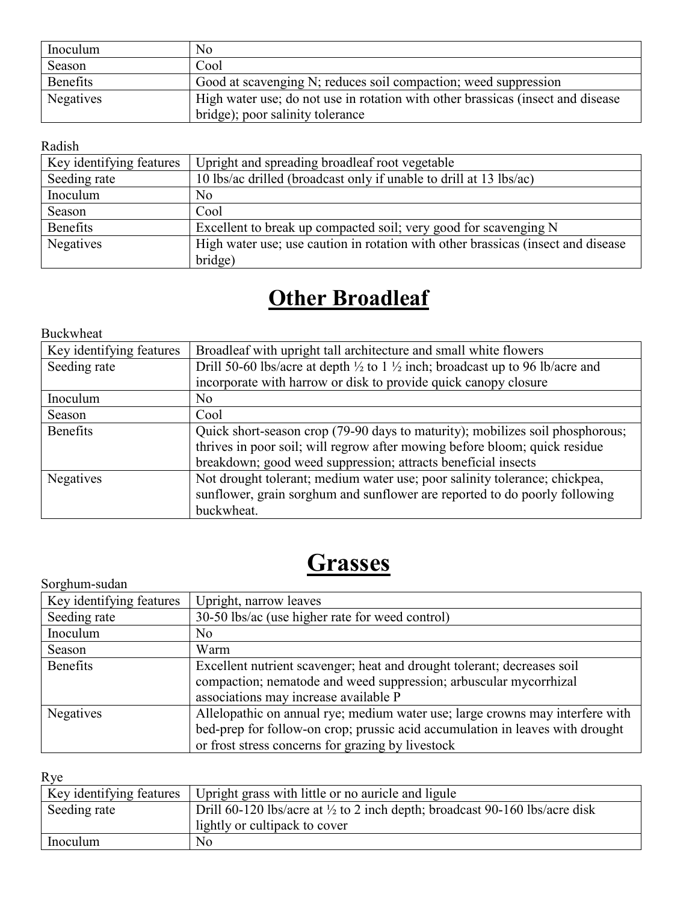| | |
|---|---|
| Inoculum | No |
| Season | Cool |
| Benefits | Good at scavenging N; reduces soil compaction; weed suppression |
| Negatives | High water use; do not use in rotation with other brassicas (insect and disease bridge); poor salinity tolerance |

Radish

| Key identifying features | Upright and spreading broadleaf root vegetable |
|---|---|
| Seeding rate | 10 lbs/ac drilled (broadcast only if unable to drill at 13 lbs/ac) |
| Inoculum | No |
| Season | Cool |
| Benefits | Excellent to break up compacted soil; very good for scavenging N |
| Negatives | High water use; use caution in rotation with other brassicas (insect and disease bridge) |

# Other Broadleaf

Buckwheat

| Key identifying features | Broadleaf with upright tall architecture and small white flowers |
|---|---|
| Seeding rate | Drill 50-60 lbs/acre at depth ½ to 1 ½ inch; broadcast up to 96 lb/acre and incorporate with harrow or disk to provide quick canopy closure |
| Inoculum | No |
| Season | Cool |
| Benefits | Quick short-season crop (79-90 days to maturity); mobilizes soil phosphorous; thrives in poor soil; will regrow after mowing before bloom; quick residue breakdown; good weed suppression; attracts beneficial insects |
| Negatives | Not drought tolerant; medium water use; poor salinity tolerance; chickpea, sunflower, grain sorghum and sunflower are reported to do poorly following buckwheat. |

# Grasses

Sorghum-sudan

| Key identifying features | Upright, narrow leaves |
|---|---|
| Seeding rate | 30-50 lbs/ac (use higher rate for weed control) |
| Inoculum | No |
| Season | Warm |
| Benefits | Excellent nutrient scavenger; heat and drought tolerant; decreases soil compaction; nematode and weed suppression; arbuscular mycorrhizal associations may increase available P |
| Negatives | Allelopathic on annual rye; medium water use; large crowns may interfere with bed-prep for follow-on crop; prussic acid accumulation in leaves with drought or frost stress concerns for grazing by livestock |

Rye

| Key identifying features | Upright grass with little or no auricle and ligule |
|---|---|
| Seeding rate | Drill 60-120 lbs/acre at ½ to 2 inch depth; broadcast 90-160 lbs/acre disk lightly or cultipack to cover |
| Inoculum | No |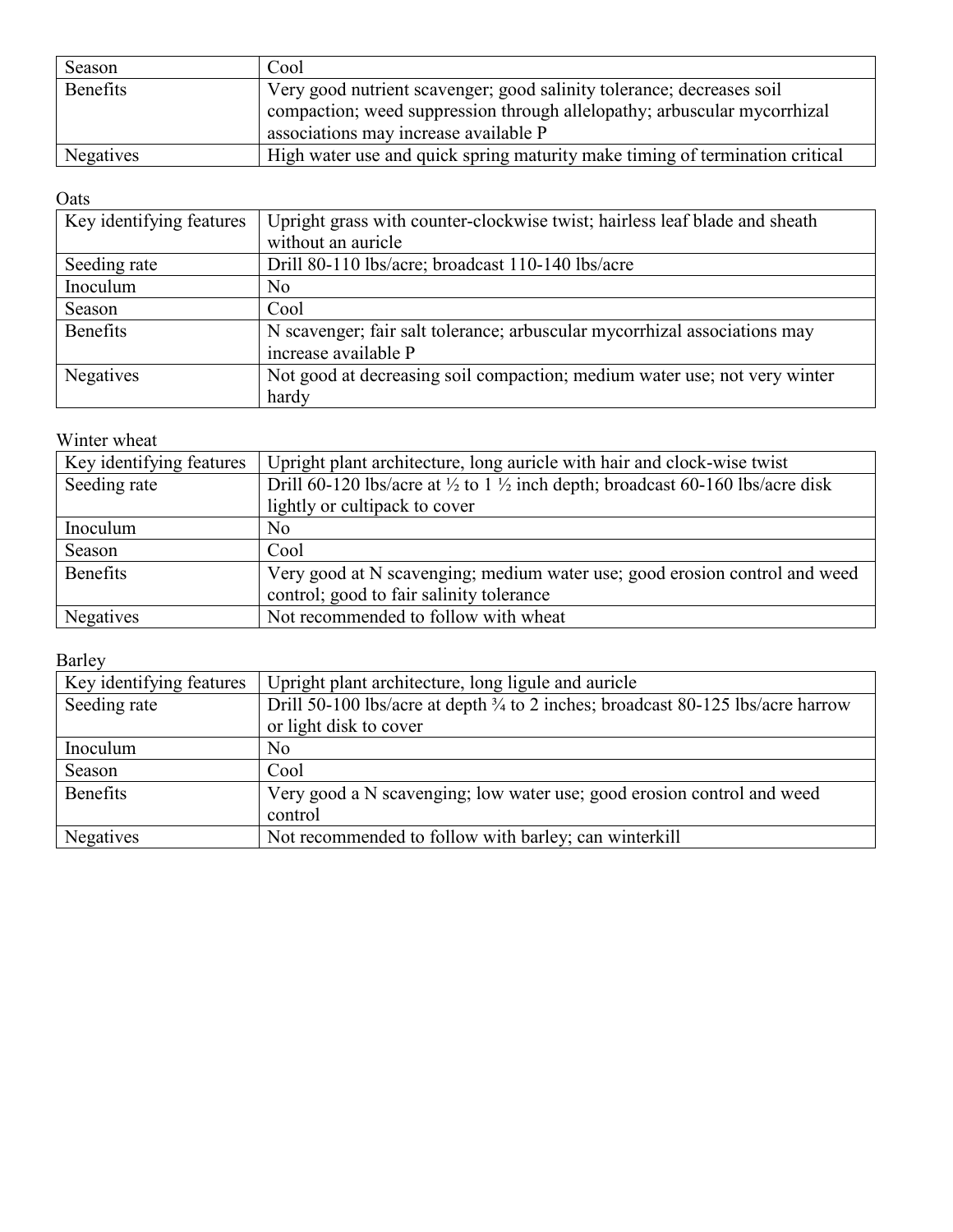| | |
|---|---|
| Season | Cool |
| Benefits | Very good nutrient scavenger; good salinity tolerance; decreases soil compaction; weed suppression through allelopathy; arbuscular mycorrhizal associations may increase available P |
| Negatives | High water use and quick spring maturity make timing of termination critical |

Oats

| | |
|---|---|
| Key identifying features | Upright grass with counter-clockwise twist; hairless leaf blade and sheath without an auricle |
| Seeding rate | Drill 80-110 lbs/acre; broadcast 110-140 lbs/acre |
| Inoculum | No |
| Season | Cool |
| Benefits | N scavenger; fair salt tolerance; arbuscular mycorrhizal associations may increase available P |
| Negatives | Not good at decreasing soil compaction; medium water use; not very winter hardy |

Winter wheat

| | |
|---|---|
| Key identifying features | Upright plant architecture, long auricle with hair and clock-wise twist |
| Seeding rate | Drill 60-120 lbs/acre at ½ to 1 ½ inch depth; broadcast 60-160 lbs/acre disk lightly or cultipack to cover |
| Inoculum | No |
| Season | Cool |
| Benefits | Very good at N scavenging; medium water use; good erosion control and weed control; good to fair salinity tolerance |
| Negatives | Not recommended to follow with wheat |

Barley

| | |
|---|---|
| Key identifying features | Upright plant architecture, long ligule and auricle |
| Seeding rate | Drill 50-100 lbs/acre at depth ¾ to 2 inches; broadcast 80-125 lbs/acre harrow or light disk to cover |
| Inoculum | No |
| Season | Cool |
| Benefits | Very good a N scavenging; low water use; good erosion control and weed control |
| Negatives | Not recommended to follow with barley; can winterkill |